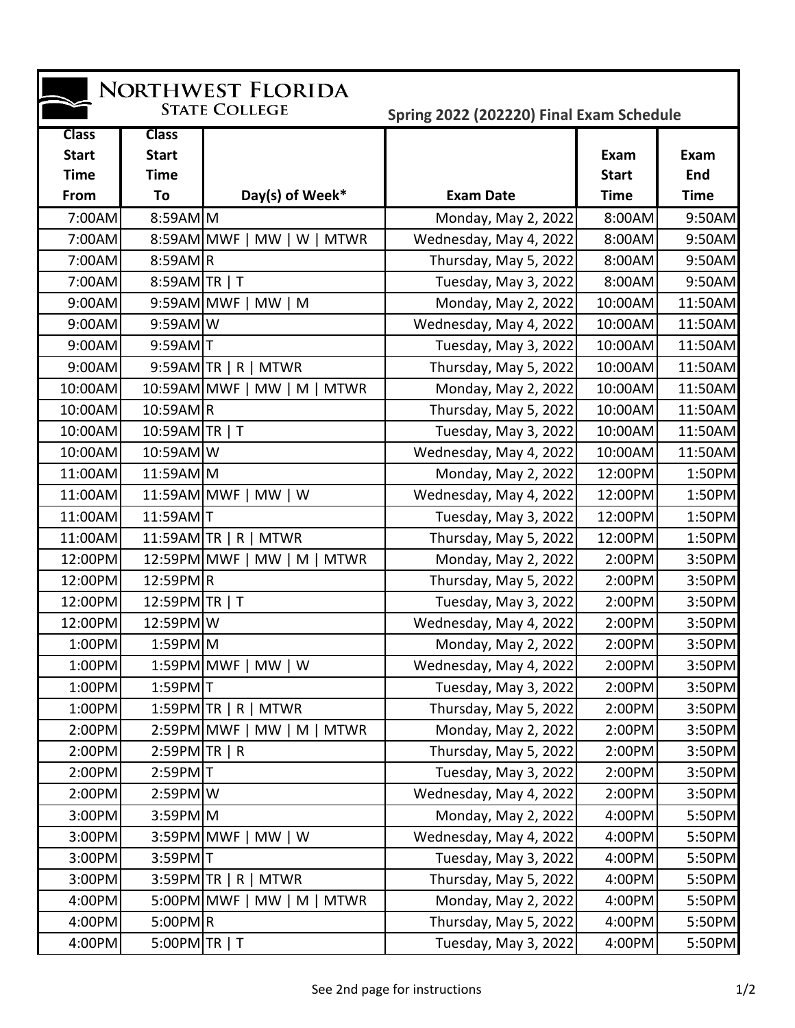# Northwest Florida State College

## Spring 2022 (202220) Final Exam Schedule

| Class Start Time From | Class Start Time To | Day(s) of Week* | Exam Date | Exam Start Time | Exam End Time |
|---|---|---|---|---|---|
| 7:00AM | 8:59AM | M | Monday, May 2, 2022 | 8:00AM | 9:50AM |
| 7:00AM | 8:59AM | MWF \| MW \| W \| MTWR | Wednesday, May 4, 2022 | 8:00AM | 9:50AM |
| 7:00AM | 8:59AM | R | Thursday, May 5, 2022 | 8:00AM | 9:50AM |
| 7:00AM | 8:59AM | TR \| T | Tuesday, May 3, 2022 | 8:00AM | 9:50AM |
| 9:00AM | 9:59AM | MWF \| MW \| M | Monday, May 2, 2022 | 10:00AM | 11:50AM |
| 9:00AM | 9:59AM | W | Wednesday, May 4, 2022 | 10:00AM | 11:50AM |
| 9:00AM | 9:59AM | T | Tuesday, May 3, 2022 | 10:00AM | 11:50AM |
| 9:00AM | 9:59AM | TR \| R \| MTWR | Thursday, May 5, 2022 | 10:00AM | 11:50AM |
| 10:00AM | 10:59AM | MWF \| MW \| M \| MTWR | Monday, May 2, 2022 | 10:00AM | 11:50AM |
| 10:00AM | 10:59AM | R | Thursday, May 5, 2022 | 10:00AM | 11:50AM |
| 10:00AM | 10:59AM | TR \| T | Tuesday, May 3, 2022 | 10:00AM | 11:50AM |
| 10:00AM | 10:59AM | W | Wednesday, May 4, 2022 | 10:00AM | 11:50AM |
| 11:00AM | 11:59AM | M | Monday, May 2, 2022 | 12:00PM | 1:50PM |
| 11:00AM | 11:59AM | MWF \| MW \| W | Wednesday, May 4, 2022 | 12:00PM | 1:50PM |
| 11:00AM | 11:59AM | T | Tuesday, May 3, 2022 | 12:00PM | 1:50PM |
| 11:00AM | 11:59AM | TR \| R \| MTWR | Thursday, May 5, 2022 | 12:00PM | 1:50PM |
| 12:00PM | 12:59PM | MWF \| MW \| M \| MTWR | Monday, May 2, 2022 | 2:00PM | 3:50PM |
| 12:00PM | 12:59PM | R | Thursday, May 5, 2022 | 2:00PM | 3:50PM |
| 12:00PM | 12:59PM | TR \| T | Tuesday, May 3, 2022 | 2:00PM | 3:50PM |
| 12:00PM | 12:59PM | W | Wednesday, May 4, 2022 | 2:00PM | 3:50PM |
| 1:00PM | 1:59PM | M | Monday, May 2, 2022 | 2:00PM | 3:50PM |
| 1:00PM | 1:59PM | MWF \| MW \| W | Wednesday, May 4, 2022 | 2:00PM | 3:50PM |
| 1:00PM | 1:59PM | T | Tuesday, May 3, 2022 | 2:00PM | 3:50PM |
| 1:00PM | 1:59PM | TR \| R \| MTWR | Thursday, May 5, 2022 | 2:00PM | 3:50PM |
| 2:00PM | 2:59PM | MWF \| MW \| M \| MTWR | Monday, May 2, 2022 | 2:00PM | 3:50PM |
| 2:00PM | 2:59PM | TR \| R | Thursday, May 5, 2022 | 2:00PM | 3:50PM |
| 2:00PM | 2:59PM | T | Tuesday, May 3, 2022 | 2:00PM | 3:50PM |
| 2:00PM | 2:59PM | W | Wednesday, May 4, 2022 | 2:00PM | 3:50PM |
| 3:00PM | 3:59PM | M | Monday, May 2, 2022 | 4:00PM | 5:50PM |
| 3:00PM | 3:59PM | MWF \| MW \| W | Wednesday, May 4, 2022 | 4:00PM | 5:50PM |
| 3:00PM | 3:59PM | T | Tuesday, May 3, 2022 | 4:00PM | 5:50PM |
| 3:00PM | 3:59PM | TR \| R \| MTWR | Thursday, May 5, 2022 | 4:00PM | 5:50PM |
| 4:00PM | 5:00PM | MWF \| MW \| M \| MTWR | Monday, May 2, 2022 | 4:00PM | 5:50PM |
| 4:00PM | 5:00PM | R | Thursday, May 5, 2022 | 4:00PM | 5:50PM |
| 4:00PM | 5:00PM | TR \| T | Tuesday, May 3, 2022 | 4:00PM | 5:50PM |

See 2nd page for instructions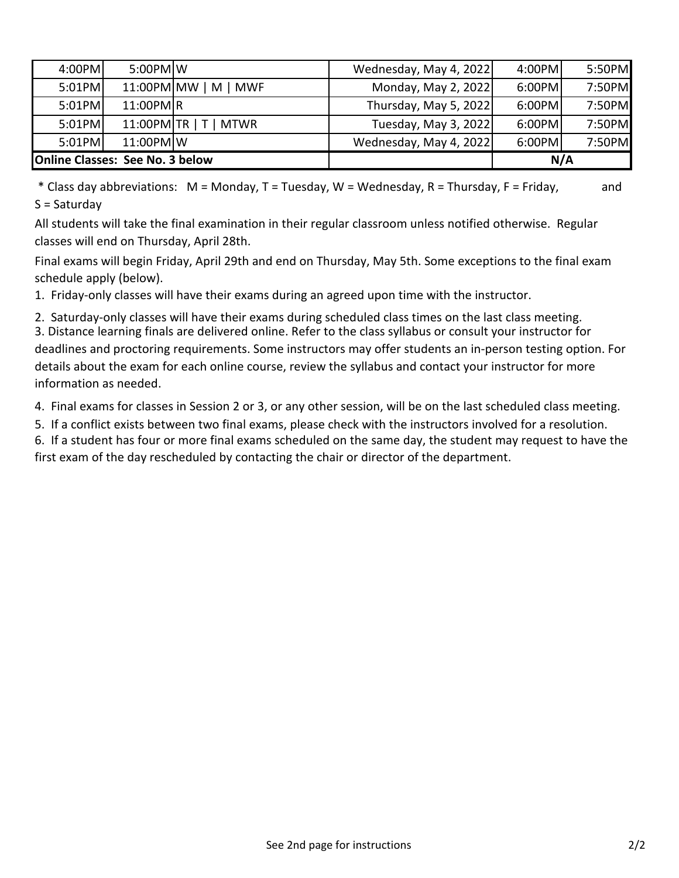| | | | | | |
|---|---|---|---|---|---|
| 4:00PM | 5:00PM | W | Wednesday, May 4, 2022 | 4:00PM | 5:50PM |
| 5:01PM | 11:00PM | MW \| M \| MWF | Monday, May 2, 2022 | 6:00PM | 7:50PM |
| 5:01PM | 11:00PM | R | Thursday, May 5, 2022 | 6:00PM | 7:50PM |
| 5:01PM | 11:00PM | TR \| T \| MTWR | Tuesday, May 3, 2022 | 6:00PM | 7:50PM |
| 5:01PM | 11:00PM | W | Wednesday, May 4, 2022 | 6:00PM | 7:50PM |
| **Online Classes: See No. 3 below** | | | | **N/A** | |

* Class day abbreviations: M = Monday, T = Tuesday, W = Wednesday, R = Thursday, F = Friday, and S = Saturday

All students will take the final examination in their regular classroom unless notified otherwise. Regular classes will end on Thursday, April 28th.

Final exams will begin Friday, April 29th and end on Thursday, May 5th. Some exceptions to the final exam schedule apply (below).

1. Friday-only classes will have their exams during an agreed upon time with the instructor.
2. Saturday-only classes will have their exams during scheduled class times on the last class meeting.
3. Distance learning finals are delivered online. Refer to the class syllabus or consult your instructor for deadlines and proctoring requirements. Some instructors may offer students an in-person testing option. For details about the exam for each online course, review the syllabus and contact your instructor for more information as needed.
4. Final exams for classes in Session 2 or 3, or any other session, will be on the last scheduled class meeting.
5. If a conflict exists between two final exams, please check with the instructors involved for a resolution.
6. If a student has four or more final exams scheduled on the same day, the student may request to have the first exam of the day rescheduled by contacting the chair or director of the department.

See 2nd page for instructions